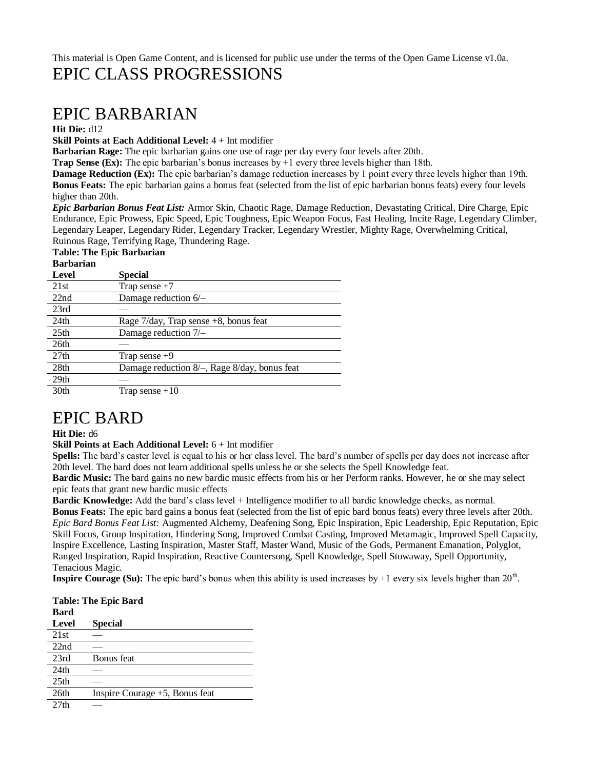This material is Open Game Content, and is licensed for public use under the terms of the Open Game License v1.0a.

# EPIC CLASS PROGRESSIONS

## EPIC BARBARIAN

**Hit Die:** d12

**Skill Points at Each Additional Level:** 4 + Int modifier

**Barbarian Rage:** The epic barbarian gains one use of rage per day every four levels after 20th.

**Trap Sense (Ex):** The epic barbarian's bonus increases by +1 every three levels higher than 18th.

**Damage Reduction (Ex):** The epic barbarian's damage reduction increases by 1 point every three levels higher than 19th.

**Bonus Feats:** The epic barbarian gains a bonus feat (selected from the list of epic barbarian bonus feats) every four levels higher than 20th.

***Epic Barbarian Bonus Feat List:*** Armor Skin, Chaotic Rage, Damage Reduction, Devastating Critical, Dire Charge, Epic Endurance, Epic Prowess, Epic Speed, Epic Toughness, Epic Weapon Focus, Fast Healing, Incite Rage, Legendary Climber, Legendary Leaper, Legendary Rider, Legendary Tracker, Legendary Wrestler, Mighty Rage, Overwhelming Critical, Ruinous Rage, Terrifying Rage, Thundering Rage.

**Table: The Epic Barbarian**

| Barbarian Level | Special |
|---|---|
| 21st | Trap sense +7 |
| 22nd | Damage reduction 6/– |
| 23rd | — |
| 24th | Rage 7/day, Trap sense +8, bonus feat |
| 25th | Damage reduction 7/– |
| 26th | — |
| 27th | Trap sense +9 |
| 28th | Damage reduction 8/–, Rage 8/day, bonus feat |
| 29th | — |
| 30th | Trap sense +10 |

## EPIC BARD

**Hit Die:** d6

**Skill Points at Each Additional Level:** 6 + Int modifier

**Spells:** The bard's caster level is equal to his or her class level. The bard's number of spells per day does not increase after 20th level. The bard does not learn additional spells unless he or she selects the Spell Knowledge feat.

**Bardic Music:** The bard gains no new bardic music effects from his or her Perform ranks. However, he or she may select epic feats that grant new bardic music effects

**Bardic Knowledge:** Add the bard's class level + Intelligence modifier to all bardic knowledge checks, as normal.

**Bonus Feats:** The epic bard gains a bonus feat (selected from the list of epic bard bonus feats) every three levels after 20th.

*Epic Bard Bonus Feat List:* Augmented Alchemy, Deafening Song, Epic Inspiration, Epic Leadership, Epic Reputation, Epic Skill Focus, Group Inspiration, Hindering Song, Improved Combat Casting, Improved Metamagic, Improved Spell Capacity, Inspire Excellence, Lasting Inspiration, Master Staff, Master Wand, Music of the Gods, Permanent Emanation, Polyglot, Ranged Inspiration, Rapid Inspiration, Reactive Countersong, Spell Knowledge, Spell Stowaway, Spell Opportunity, Tenacious Magic.

**Inspire Courage (Su):** The epic bard's bonus when this ability is used increases by +1 every six levels higher than 20th.

**Table: The Epic Bard**

| Bard Level | Special |
|---|---|
| 21st | — |
| 22nd | — |
| 23rd | Bonus feat |
| 24th | — |
| 25th | — |
| 26th | Inspire Courage +5, Bonus feat |
| 27th | — |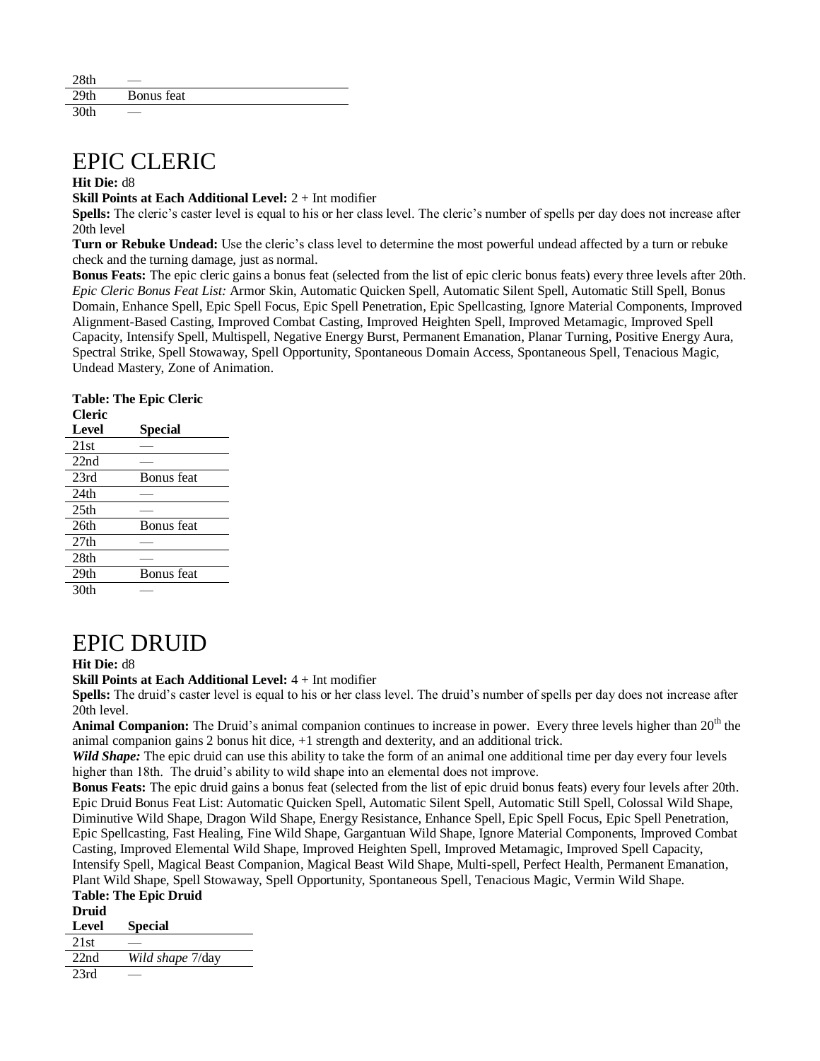| | |
|---|---|
| 28th | — |
| 29th | Bonus feat |
| 30th | — |

# EPIC CLERIC

**Hit Die:** d8

**Skill Points at Each Additional Level:** 2 + Int modifier

**Spells:** The cleric's caster level is equal to his or her class level. The cleric's number of spells per day does not increase after 20th level

**Turn or Rebuke Undead:** Use the cleric's class level to determine the most powerful undead affected by a turn or rebuke check and the turning damage, just as normal.

**Bonus Feats:** The epic cleric gains a bonus feat (selected from the list of epic cleric bonus feats) every three levels after 20th. *Epic Cleric Bonus Feat List:* Armor Skin, Automatic Quicken Spell, Automatic Silent Spell, Automatic Still Spell, Bonus Domain, Enhance Spell, Epic Spell Focus, Epic Spell Penetration, Epic Spellcasting, Ignore Material Components, Improved Alignment-Based Casting, Improved Combat Casting, Improved Heighten Spell, Improved Metamagic, Improved Spell Capacity, Intensify Spell, Multispell, Negative Energy Burst, Permanent Emanation, Planar Turning, Positive Energy Aura, Spectral Strike, Spell Stowaway, Spell Opportunity, Spontaneous Domain Access, Spontaneous Spell, Tenacious Magic, Undead Mastery, Zone of Animation.

**Table: The Epic Cleric**

| Cleric Level | Special |
|---|---|
| 21st | — |
| 22nd | — |
| 23rd | Bonus feat |
| 24th | — |
| 25th | — |
| 26th | Bonus feat |
| 27th | — |
| 28th | — |
| 29th | Bonus feat |
| 30th | — |

# EPIC DRUID

**Hit Die:** d8

**Skill Points at Each Additional Level:** 4 + Int modifier

**Spells:** The druid's caster level is equal to his or her class level. The druid's number of spells per day does not increase after 20th level.

**Animal Companion:** The Druid's animal companion continues to increase in power. Every three levels higher than 20th the animal companion gains 2 bonus hit dice, +1 strength and dexterity, and an additional trick.

***Wild Shape:*** The epic druid can use this ability to take the form of an animal one additional time per day every four levels higher than 18th. The druid's ability to wild shape into an elemental does not improve.

**Bonus Feats:** The epic druid gains a bonus feat (selected from the list of epic druid bonus feats) every four levels after 20th. Epic Druid Bonus Feat List: Automatic Quicken Spell, Automatic Silent Spell, Automatic Still Spell, Colossal Wild Shape, Diminutive Wild Shape, Dragon Wild Shape, Energy Resistance, Enhance Spell, Epic Spell Focus, Epic Spell Penetration, Epic Spellcasting, Fast Healing, Fine Wild Shape, Gargantuan Wild Shape, Ignore Material Components, Improved Combat Casting, Improved Elemental Wild Shape, Improved Heighten Spell, Improved Metamagic, Improved Spell Capacity, Intensify Spell, Magical Beast Companion, Magical Beast Wild Shape, Multi-spell, Perfect Health, Permanent Emanation, Plant Wild Shape, Spell Stowaway, Spell Opportunity, Spontaneous Spell, Tenacious Magic, Vermin Wild Shape.

**Table: The Epic Druid**

| Druid Level | Special |
|---|---|
| 21st | — |
| 22nd | *Wild shape* 7/day |
| 23rd | — |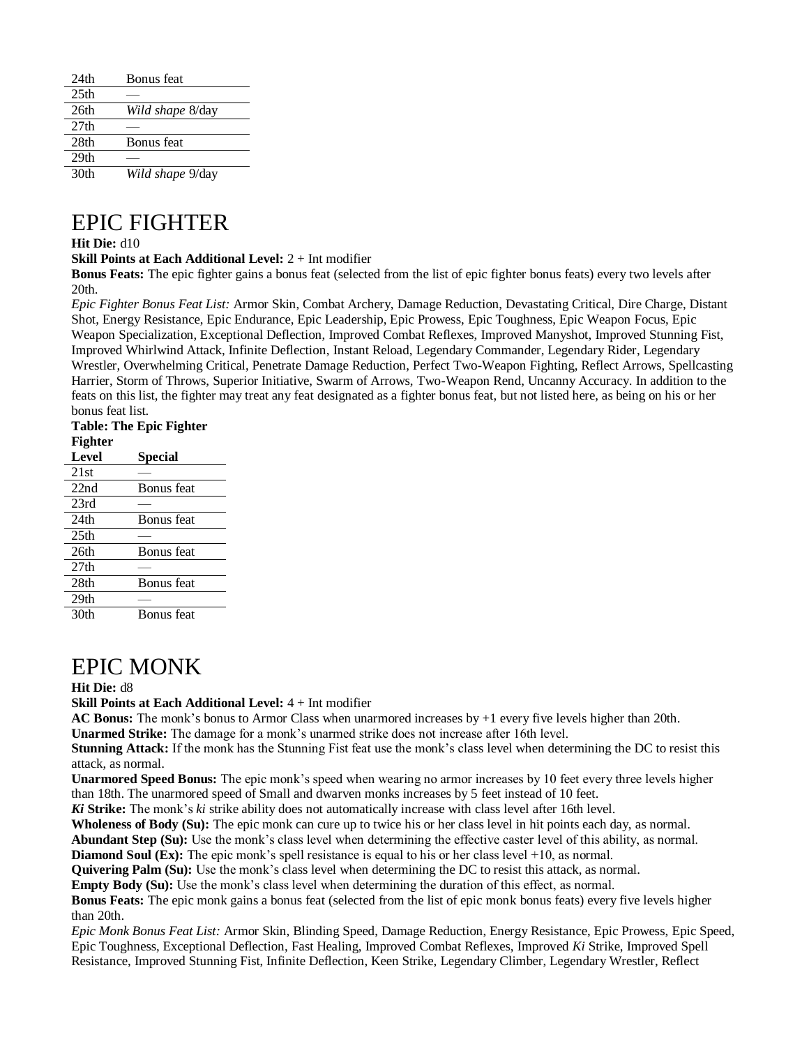| | |
|---|---|
| 24th | Bonus feat |
| 25th | — |
| 26th | *Wild shape* 8/day |
| 27th | — |
| 28th | Bonus feat |
| 29th | — |
| 30th | *Wild shape* 9/day |

# EPIC FIGHTER

**Hit Die:** d10

**Skill Points at Each Additional Level:** 2 + Int modifier

**Bonus Feats:** The epic fighter gains a bonus feat (selected from the list of epic fighter bonus feats) every two levels after 20th.

*Epic Fighter Bonus Feat List:* Armor Skin, Combat Archery, Damage Reduction, Devastating Critical, Dire Charge, Distant Shot, Energy Resistance, Epic Endurance, Epic Leadership, Epic Prowess, Epic Toughness, Epic Weapon Focus, Epic Weapon Specialization, Exceptional Deflection, Improved Combat Reflexes, Improved Manyshot, Improved Stunning Fist, Improved Whirlwind Attack, Infinite Deflection, Instant Reload, Legendary Commander, Legendary Rider, Legendary Wrestler, Overwhelming Critical, Penetrate Damage Reduction, Perfect Two-Weapon Fighting, Reflect Arrows, Spellcasting Harrier, Storm of Throws, Superior Initiative, Swarm of Arrows, Two-Weapon Rend, Uncanny Accuracy. In addition to the feats on this list, the fighter may treat any feat designated as a fighter bonus feat, but not listed here, as being on his or her bonus feat list.

**Table: The Epic Fighter**

| Fighter Level | Special |
|---|---|
| 21st | — |
| 22nd | Bonus feat |
| 23rd | — |
| 24th | Bonus feat |
| 25th | — |
| 26th | Bonus feat |
| 27th | — |
| 28th | Bonus feat |
| 29th | — |
| 30th | Bonus feat |

# EPIC MONK

**Hit Die:** d8

**Skill Points at Each Additional Level:** 4 + Int modifier

**AC Bonus:** The monk's bonus to Armor Class when unarmored increases by +1 every five levels higher than 20th.

**Unarmed Strike:** The damage for a monk's unarmed strike does not increase after 16th level.

**Stunning Attack:** If the monk has the Stunning Fist feat use the monk's class level when determining the DC to resist this attack, as normal.

**Unarmored Speed Bonus:** The epic monk's speed when wearing no armor increases by 10 feet every three levels higher than 18th. The unarmored speed of Small and dwarven monks increases by 5 feet instead of 10 feet.

***Ki* Strike:** The monk's *ki* strike ability does not automatically increase with class level after 16th level.

**Wholeness of Body (Su):** The epic monk can cure up to twice his or her class level in hit points each day, as normal.

**Abundant Step (Su):** Use the monk's class level when determining the effective caster level of this ability, as normal.

**Diamond Soul (Ex):** The epic monk's spell resistance is equal to his or her class level +10, as normal.

**Quivering Palm (Su):** Use the monk's class level when determining the DC to resist this attack, as normal.

**Empty Body (Su):** Use the monk's class level when determining the duration of this effect, as normal.

**Bonus Feats:** The epic monk gains a bonus feat (selected from the list of epic monk bonus feats) every five levels higher than 20th.

*Epic Monk Bonus Feat List:* Armor Skin, Blinding Speed, Damage Reduction, Energy Resistance, Epic Prowess, Epic Speed, Epic Toughness, Exceptional Deflection, Fast Healing, Improved Combat Reflexes, Improved *Ki* Strike, Improved Spell Resistance, Improved Stunning Fist, Infinite Deflection, Keen Strike, Legendary Climber, Legendary Wrestler, Reflect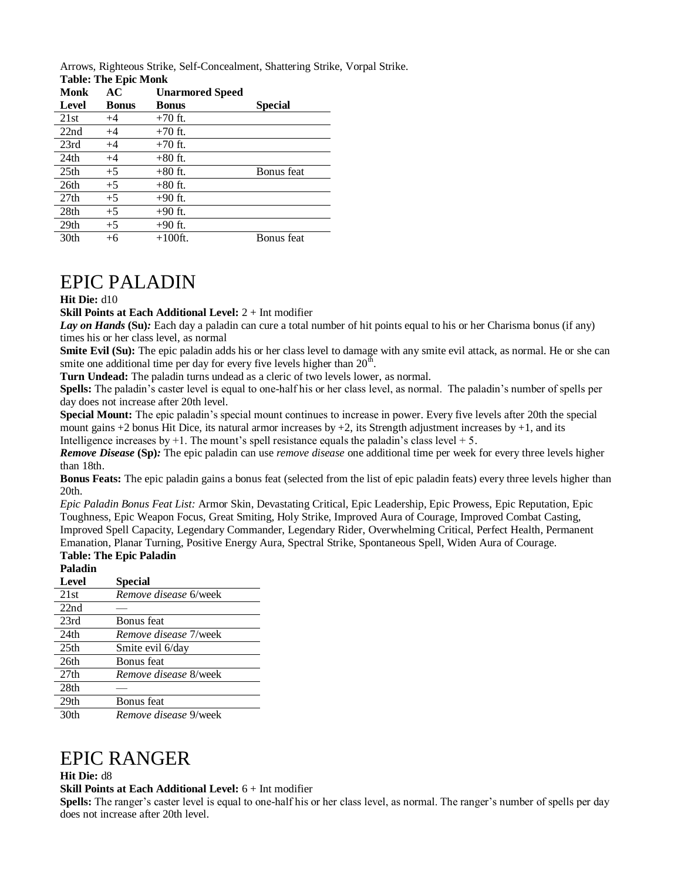Arrows, Righteous Strike, Self-Concealment, Shattering Strike, Vorpal Strike.

**Table: The Epic Monk**

| Monk Level | AC Bonus | Unarmored Speed Bonus | Special |
|---|---|---|---|
| 21st | +4 | +70 ft. | |
| 22nd | +4 | +70 ft. | |
| 23rd | +4 | +70 ft. | |
| 24th | +4 | +80 ft. | |
| 25th | +5 | +80 ft. | Bonus feat |
| 26th | +5 | +80 ft. | |
| 27th | +5 | +90 ft. | |
| 28th | +5 | +90 ft. | |
| 29th | +5 | +90 ft. | |
| 30th | +6 | +100ft. | Bonus feat |

# EPIC PALADIN

**Hit Die:** d10

**Skill Points at Each Additional Level:** 2 + Int modifier

***Lay on Hands*** **(Su)*:*** Each day a paladin can cure a total number of hit points equal to his or her Charisma bonus (if any) times his or her class level, as normal

**Smite Evil (Su):** The epic paladin adds his or her class level to damage with any smite evil attack, as normal. He or she can smite one additional time per day for every five levels higher than 20th.

**Turn Undead:** The paladin turns undead as a cleric of two levels lower, as normal.

**Spells:** The paladin's caster level is equal to one-half his or her class level, as normal. The paladin's number of spells per day does not increase after 20th level.

**Special Mount:** The epic paladin's special mount continues to increase in power. Every five levels after 20th the special mount gains +2 bonus Hit Dice, its natural armor increases by +2, its Strength adjustment increases by +1, and its Intelligence increases by +1. The mount's spell resistance equals the paladin's class level + 5.

***Remove Disease*** **(Sp)*:*** The epic paladin can use *remove disease* one additional time per week for every three levels higher than 18th.

**Bonus Feats:** The epic paladin gains a bonus feat (selected from the list of epic paladin feats) every three levels higher than 20th.

*Epic Paladin Bonus Feat List:* Armor Skin, Devastating Critical, Epic Leadership, Epic Prowess, Epic Reputation, Epic Toughness, Epic Weapon Focus, Great Smiting, Holy Strike, Improved Aura of Courage, Improved Combat Casting, Improved Spell Capacity, Legendary Commander, Legendary Rider, Overwhelming Critical, Perfect Health, Permanent Emanation, Planar Turning, Positive Energy Aura, Spectral Strike, Spontaneous Spell, Widen Aura of Courage.

**Table: The Epic Paladin**

| Paladin Level | Special |
|---|---|
| 21st | *Remove disease* 6/week |
| 22nd | — |
| 23rd | Bonus feat |
| 24th | *Remove disease* 7/week |
| 25th | Smite evil 6/day |
| 26th | Bonus feat |
| 27th | *Remove disease* 8/week |
| 28th | — |
| 29th | Bonus feat |
| 30th | *Remove disease* 9/week |

# EPIC RANGER

**Hit Die:** d8

**Skill Points at Each Additional Level:** 6 + Int modifier

**Spells:** The ranger's caster level is equal to one-half his or her class level, as normal. The ranger's number of spells per day does not increase after 20th level.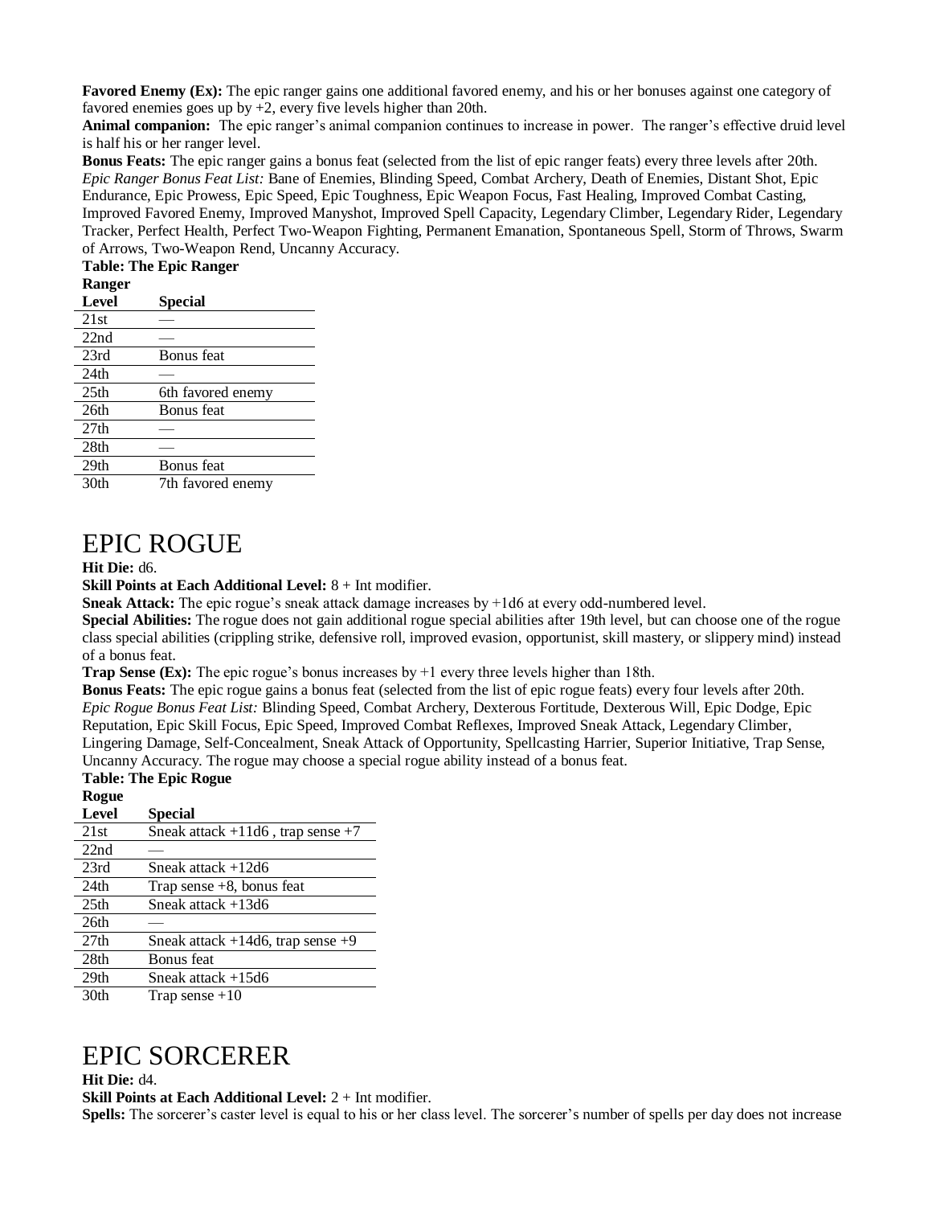**Favored Enemy (Ex):** The epic ranger gains one additional favored enemy, and his or her bonuses against one category of favored enemies goes up by +2, every five levels higher than 20th.

**Animal companion:** The epic ranger's animal companion continues to increase in power. The ranger's effective druid level is half his or her ranger level.

**Bonus Feats:** The epic ranger gains a bonus feat (selected from the list of epic ranger feats) every three levels after 20th.

*Epic Ranger Bonus Feat List:* Bane of Enemies, Blinding Speed, Combat Archery, Death of Enemies, Distant Shot, Epic Endurance, Epic Prowess, Epic Speed, Epic Toughness, Epic Weapon Focus, Fast Healing, Improved Combat Casting, Improved Favored Enemy, Improved Manyshot, Improved Spell Capacity, Legendary Climber, Legendary Rider, Legendary Tracker, Perfect Health, Perfect Two-Weapon Fighting, Permanent Emanation, Spontaneous Spell, Storm of Throws, Swarm of Arrows, Two-Weapon Rend, Uncanny Accuracy.

**Table: The Epic Ranger**

| Ranger Level | Special |
|---|---|
| 21st | — |
| 22nd | — |
| 23rd | Bonus feat |
| 24th | — |
| 25th | 6th favored enemy |
| 26th | Bonus feat |
| 27th | — |
| 28th | — |
| 29th | Bonus feat |
| 30th | 7th favored enemy |

# EPIC ROGUE

**Hit Die:** d6.

**Skill Points at Each Additional Level:** 8 + Int modifier.

**Sneak Attack:** The epic rogue's sneak attack damage increases by +1d6 at every odd-numbered level.

**Special Abilities:** The rogue does not gain additional rogue special abilities after 19th level, but can choose one of the rogue class special abilities (crippling strike, defensive roll, improved evasion, opportunist, skill mastery, or slippery mind) instead of a bonus feat.

**Trap Sense (Ex):** The epic rogue's bonus increases by +1 every three levels higher than 18th.

**Bonus Feats:** The epic rogue gains a bonus feat (selected from the list of epic rogue feats) every four levels after 20th.

*Epic Rogue Bonus Feat List:* Blinding Speed, Combat Archery, Dexterous Fortitude, Dexterous Will, Epic Dodge, Epic Reputation, Epic Skill Focus, Epic Speed, Improved Combat Reflexes, Improved Sneak Attack, Legendary Climber, Lingering Damage, Self-Concealment, Sneak Attack of Opportunity, Spellcasting Harrier, Superior Initiative, Trap Sense, Uncanny Accuracy. The rogue may choose a special rogue ability instead of a bonus feat.

**Table: The Epic Rogue**

| Rogue Level | Special |
|---|---|
| 21st | Sneak attack +11d6 , trap sense +7 |
| 22nd | — |
| 23rd | Sneak attack +12d6 |
| 24th | Trap sense +8, bonus feat |
| 25th | Sneak attack +13d6 |
| 26th | — |
| 27th | Sneak attack +14d6, trap sense +9 |
| 28th | Bonus feat |
| 29th | Sneak attack +15d6 |
| 30th | Trap sense +10 |

# EPIC SORCERER

**Hit Die:** d4.

**Skill Points at Each Additional Level:** 2 + Int modifier.

**Spells:** The sorcerer's caster level is equal to his or her class level. The sorcerer's number of spells per day does not increase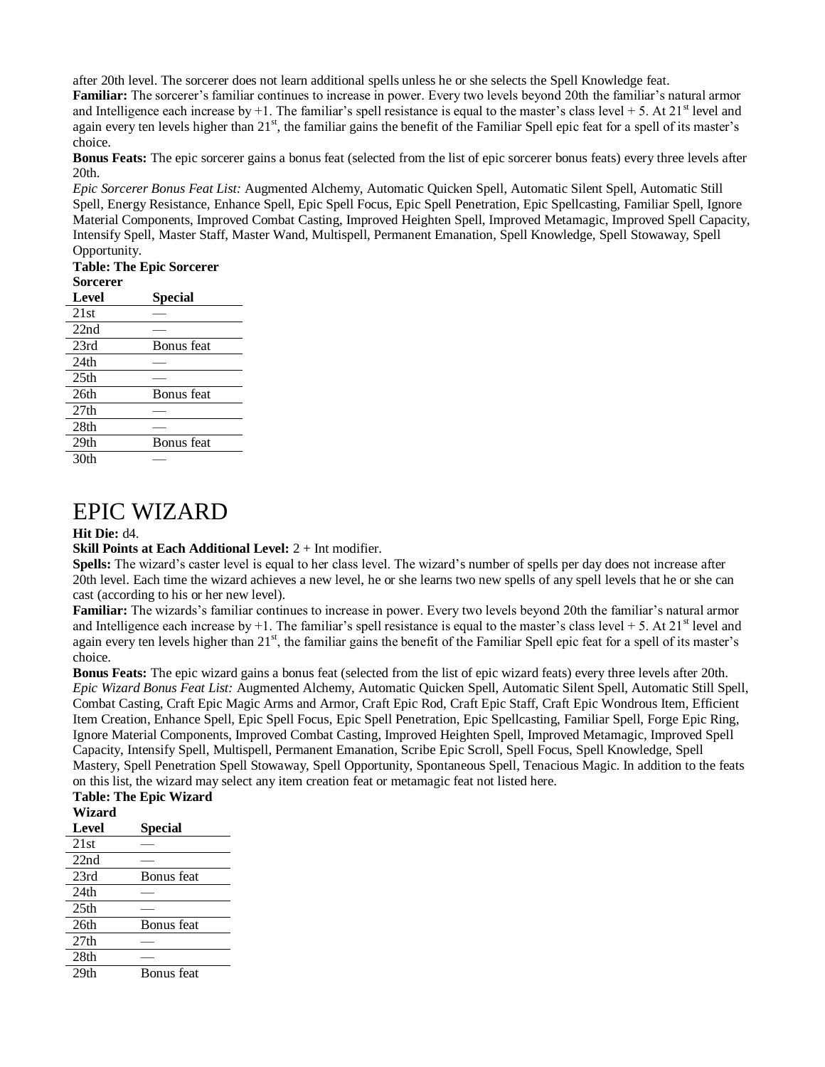after 20th level. The sorcerer does not learn additional spells unless he or she selects the Spell Knowledge feat.

**Familiar:** The sorcerer's familiar continues to increase in power. Every two levels beyond 20th the familiar's natural armor and Intelligence each increase by +1. The familiar's spell resistance is equal to the master's class level + 5. At 21st level and again every ten levels higher than 21st, the familiar gains the benefit of the Familiar Spell epic feat for a spell of its master's choice.

**Bonus Feats:** The epic sorcerer gains a bonus feat (selected from the list of epic sorcerer bonus feats) every three levels after 20th.

*Epic Sorcerer Bonus Feat List:* Augmented Alchemy, Automatic Quicken Spell, Automatic Silent Spell, Automatic Still Spell, Energy Resistance, Enhance Spell, Epic Spell Focus, Epic Spell Penetration, Epic Spellcasting, Familiar Spell, Ignore Material Components, Improved Combat Casting, Improved Heighten Spell, Improved Metamagic, Improved Spell Capacity, Intensify Spell, Master Staff, Master Wand, Multispell, Permanent Emanation, Spell Knowledge, Spell Stowaway, Spell Opportunity.

**Table: The Epic Sorcerer**

| Sorcerer Level | Special |
|---|---|
| 21st | — |
| 22nd | — |
| 23rd | Bonus feat |
| 24th | — |
| 25th | — |
| 26th | Bonus feat |
| 27th | — |
| 28th | — |
| 29th | Bonus feat |
| 30th | — |

# EPIC WIZARD

**Hit Die:** d4.

**Skill Points at Each Additional Level:** 2 + Int modifier.

**Spells:** The wizard's caster level is equal to her class level. The wizard's number of spells per day does not increase after 20th level. Each time the wizard achieves a new level, he or she learns two new spells of any spell levels that he or she can cast (according to his or her new level).

**Familiar:** The wizards's familiar continues to increase in power. Every two levels beyond 20th the familiar's natural armor and Intelligence each increase by +1. The familiar's spell resistance is equal to the master's class level + 5. At 21st level and again every ten levels higher than 21st, the familiar gains the benefit of the Familiar Spell epic feat for a spell of its master's choice.

**Bonus Feats:** The epic wizard gains a bonus feat (selected from the list of epic wizard feats) every three levels after 20th.

*Epic Wizard Bonus Feat List:* Augmented Alchemy, Automatic Quicken Spell, Automatic Silent Spell, Automatic Still Spell, Combat Casting, Craft Epic Magic Arms and Armor, Craft Epic Rod, Craft Epic Staff, Craft Epic Wondrous Item, Efficient Item Creation, Enhance Spell, Epic Spell Focus, Epic Spell Penetration, Epic Spellcasting, Familiar Spell, Forge Epic Ring, Ignore Material Components, Improved Combat Casting, Improved Heighten Spell, Improved Metamagic, Improved Spell Capacity, Intensify Spell, Multispell, Permanent Emanation, Scribe Epic Scroll, Spell Focus, Spell Knowledge, Spell Mastery, Spell Penetration Spell Stowaway, Spell Opportunity, Spontaneous Spell, Tenacious Magic. In addition to the feats on this list, the wizard may select any item creation feat or metamagic feat not listed here.

**Table: The Epic Wizard**

| Wizard Level | Special |
|---|---|
| 21st | — |
| 22nd | — |
| 23rd | Bonus feat |
| 24th | — |
| 25th | — |
| 26th | Bonus feat |
| 27th | — |
| 28th | — |
| 29th | Bonus feat |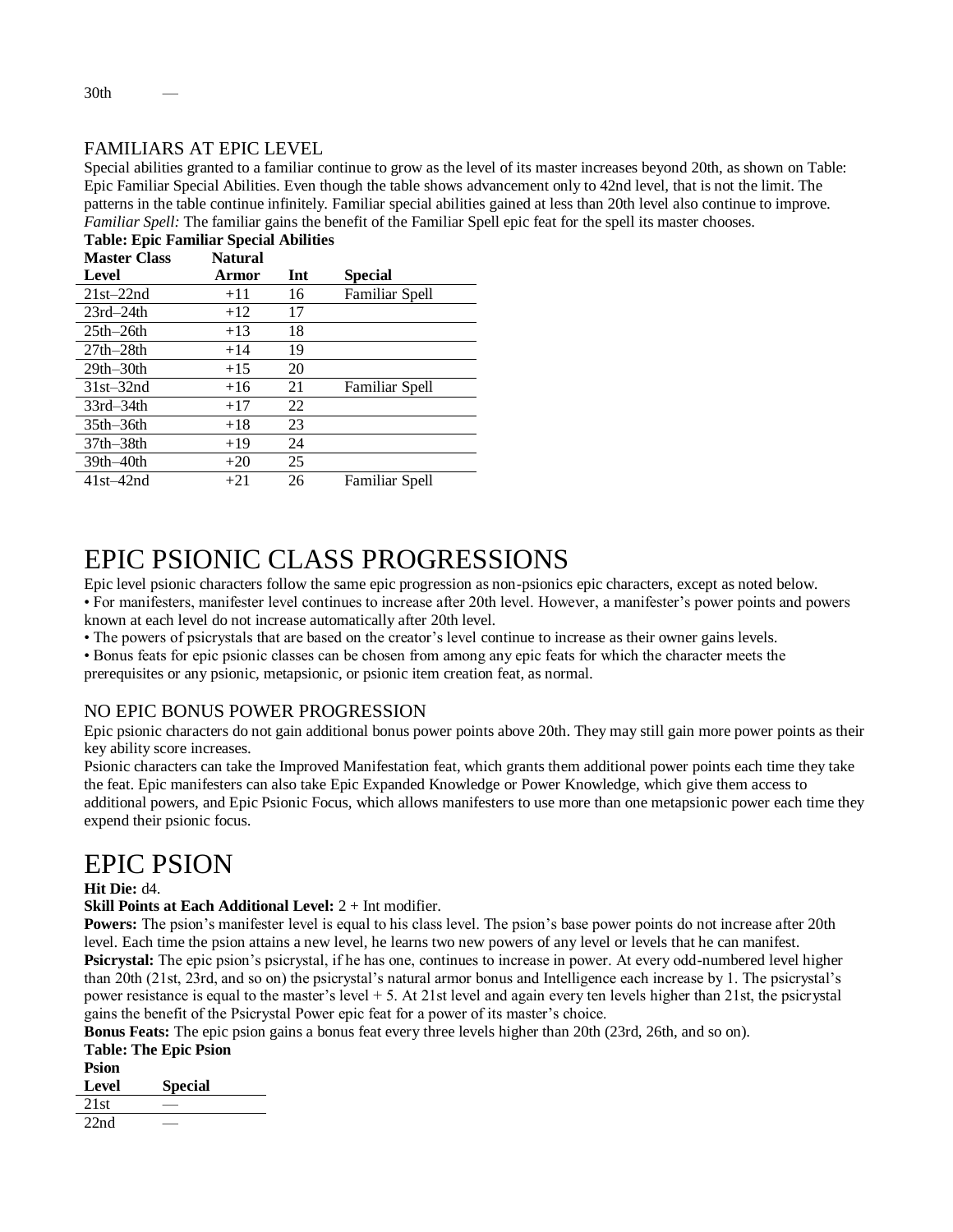| 30th | — |
|---|---|

## FAMILIARS AT EPIC LEVEL

Special abilities granted to a familiar continue to grow as the level of its master increases beyond 20th, as shown on Table: Epic Familiar Special Abilities. Even though the table shows advancement only to 42nd level, that is not the limit. The patterns in the table continue infinitely. Familiar special abilities gained at less than 20th level also continue to improve.

*Familiar Spell:* The familiar gains the benefit of the Familiar Spell epic feat for the spell its master chooses.

**Table: Epic Familiar Special Abilities**

| Master Class Level | Natural Armor | Int | Special |
|---|---|---|---|
| 21st–22nd | +11 | 16 | Familiar Spell |
| 23rd–24th | +12 | 17 | |
| 25th–26th | +13 | 18 | |
| 27th–28th | +14 | 19 | |
| 29th–30th | +15 | 20 | |
| 31st–32nd | +16 | 21 | Familiar Spell |
| 33rd–34th | +17 | 22 | |
| 35th–36th | +18 | 23 | |
| 37th–38th | +19 | 24 | |
| 39th–40th | +20 | 25 | |
| 41st–42nd | +21 | 26 | Familiar Spell |

# EPIC PSIONIC CLASS PROGRESSIONS

Epic level psionic characters follow the same epic progression as non-psionics epic characters, except as noted below.

- For manifesters, manifester level continues to increase after 20th level. However, a manifester's power points and powers known at each level do not increase automatically after 20th level.
- The powers of psicrystals that are based on the creator's level continue to increase as their owner gains levels.
- Bonus feats for epic psionic classes can be chosen from among any epic feats for which the character meets the prerequisites or any psionic, metapsionic, or psionic item creation feat, as normal.

## NO EPIC BONUS POWER PROGRESSION

Epic psionic characters do not gain additional bonus power points above 20th. They may still gain more power points as their key ability score increases.

Psionic characters can take the Improved Manifestation feat, which grants them additional power points each time they take the feat. Epic manifesters can also take Epic Expanded Knowledge or Power Knowledge, which give them access to additional powers, and Epic Psionic Focus, which allows manifesters to use more than one metapsionic power each time they expend their psionic focus.

# EPIC PSION

**Hit Die:** d4.

**Skill Points at Each Additional Level:** 2 + Int modifier.

**Powers:** The psion's manifester level is equal to his class level. The psion's base power points do not increase after 20th level. Each time the psion attains a new level, he learns two new powers of any level or levels that he can manifest.

**Psicrystal:** The epic psion's psicrystal, if he has one, continues to increase in power. At every odd-numbered level higher than 20th (21st, 23rd, and so on) the psicrystal's natural armor bonus and Intelligence each increase by 1. The psicrystal's power resistance is equal to the master's level + 5. At 21st level and again every ten levels higher than 21st, the psicrystal gains the benefit of the Psicrystal Power epic feat for a power of its master's choice.

**Bonus Feats:** The epic psion gains a bonus feat every three levels higher than 20th (23rd, 26th, and so on).

**Table: The Epic Psion**

| Psion Level | Special |
|---|---|
| 21st | — |
| 22nd | — |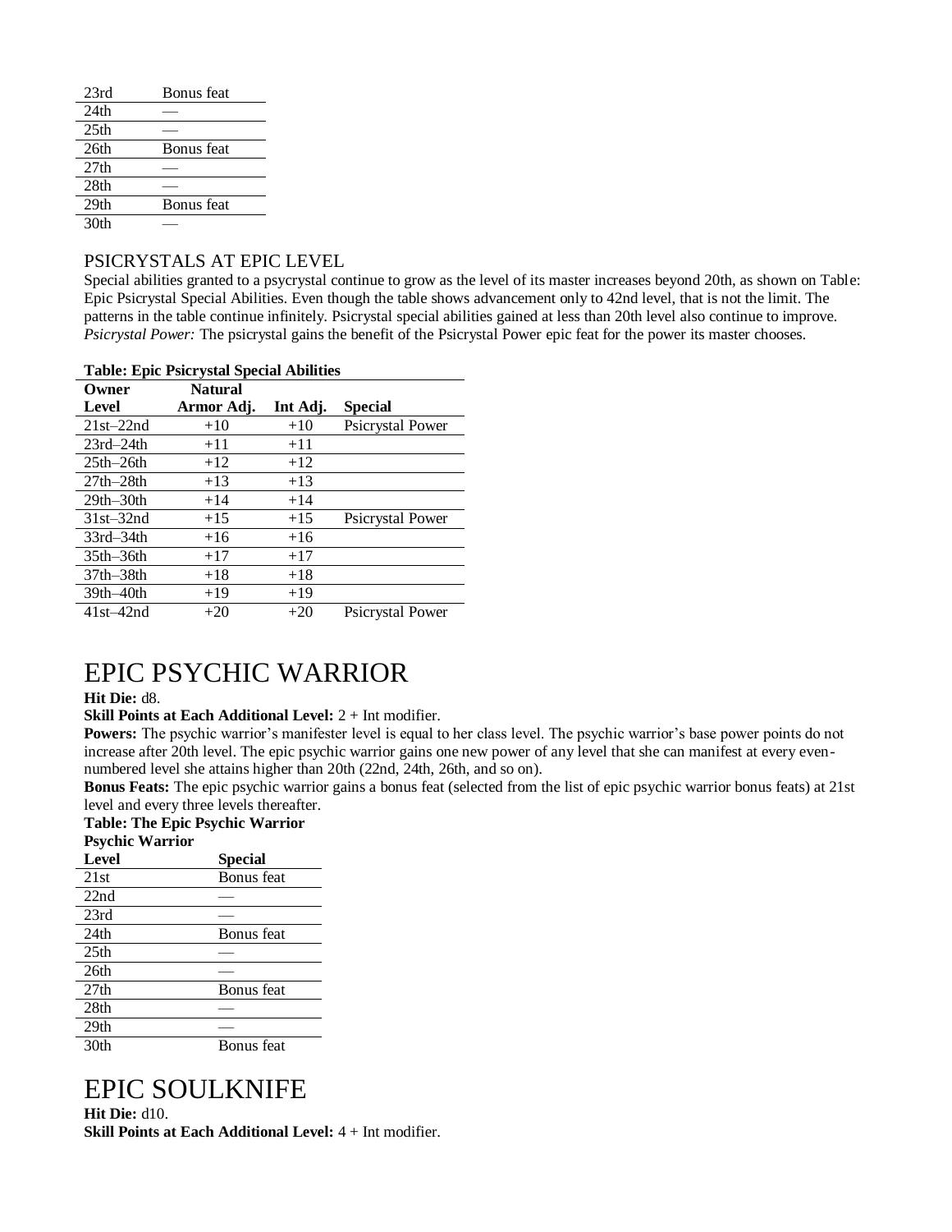| | |
|---|---|
| 23rd | Bonus feat |
| 24th | — |
| 25th | — |
| 26th | Bonus feat |
| 27th | — |
| 28th | — |
| 29th | Bonus feat |
| 30th | — |

## PSICRYSTALS AT EPIC LEVEL

Special abilities granted to a psycrystal continue to grow as the level of its master increases beyond 20th, as shown on Table: Epic Psicrystal Special Abilities. Even though the table shows advancement only to 42nd level, that is not the limit. The patterns in the table continue infinitely. Psicrystal special abilities gained at less than 20th level also continue to improve.

*Psicrystal Power:* The psicrystal gains the benefit of the Psicrystal Power epic feat for the power its master chooses.

**Table: Epic Psicrystal Special Abilities**

| Owner Level | Natural Armor Adj. | Int Adj. | Special |
|---|---|---|---|
| 21st–22nd | +10 | +10 | Psicrystal Power |
| 23rd–24th | +11 | +11 | |
| 25th–26th | +12 | +12 | |
| 27th–28th | +13 | +13 | |
| 29th–30th | +14 | +14 | |
| 31st–32nd | +15 | +15 | Psicrystal Power |
| 33rd–34th | +16 | +16 | |
| 35th–36th | +17 | +17 | |
| 37th–38th | +18 | +18 | |
| 39th–40th | +19 | +19 | |
| 41st–42nd | +20 | +20 | Psicrystal Power |

# EPIC PSYCHIC WARRIOR

**Hit Die:** d8.

**Skill Points at Each Additional Level:** 2 + Int modifier.

**Powers:** The psychic warrior's manifester level is equal to her class level. The psychic warrior's base power points do not increase after 20th level. The epic psychic warrior gains one new power of any level that she can manifest at every even-numbered level she attains higher than 20th (22nd, 24th, 26th, and so on).

**Bonus Feats:** The epic psychic warrior gains a bonus feat (selected from the list of epic psychic warrior bonus feats) at 21st level and every three levels thereafter.

**Table: The Epic Psychic Warrior**

| Psychic Warrior Level | Special |
|---|---|
| 21st | Bonus feat |
| 22nd | — |
| 23rd | — |
| 24th | Bonus feat |
| 25th | — |
| 26th | — |
| 27th | Bonus feat |
| 28th | — |
| 29th | — |
| 30th | Bonus feat |

# EPIC SOULKNIFE

**Hit Die:** d10.

**Skill Points at Each Additional Level:** 4 + Int modifier.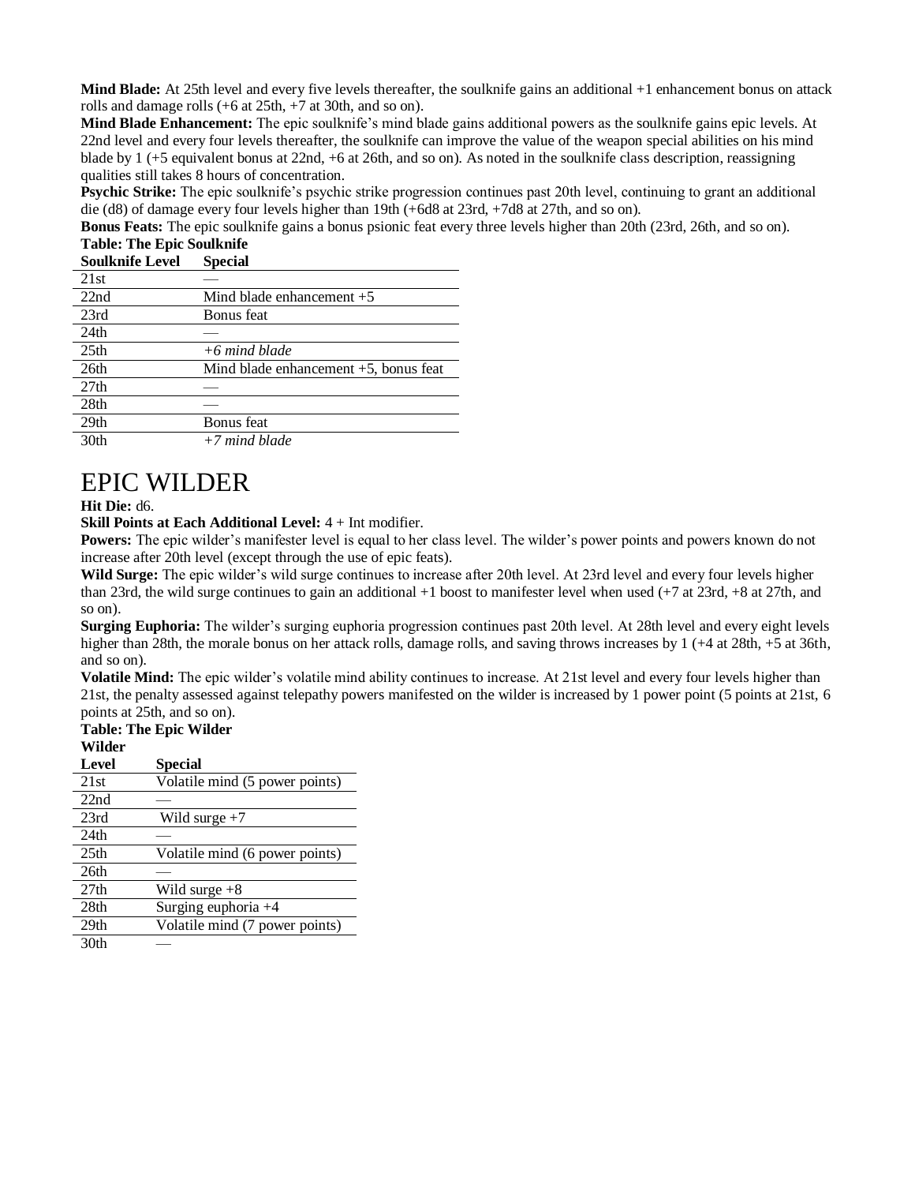**Mind Blade:** At 25th level and every five levels thereafter, the soulknife gains an additional +1 enhancement bonus on attack rolls and damage rolls (+6 at 25th, +7 at 30th, and so on).

**Mind Blade Enhancement:** The epic soulknife's mind blade gains additional powers as the soulknife gains epic levels. At 22nd level and every four levels thereafter, the soulknife can improve the value of the weapon special abilities on his mind blade by 1 (+5 equivalent bonus at 22nd, +6 at 26th, and so on). As noted in the soulknife class description, reassigning qualities still takes 8 hours of concentration.

**Psychic Strike:** The epic soulknife's psychic strike progression continues past 20th level, continuing to grant an additional die (d8) of damage every four levels higher than 19th (+6d8 at 23rd, +7d8 at 27th, and so on).

**Bonus Feats:** The epic soulknife gains a bonus psionic feat every three levels higher than 20th (23rd, 26th, and so on).

**Table: The Epic Soulknife**

| Soulknife Level | Special |
|---|---|
| 21st | — |
| 22nd | Mind blade enhancement +5 |
| 23rd | Bonus feat |
| 24th | — |
| 25th | *+6 mind blade* |
| 26th | Mind blade enhancement +5, bonus feat |
| 27th | — |
| 28th | — |
| 29th | Bonus feat |
| 30th | *+7 mind blade* |

# EPIC WILDER

**Hit Die:** d6.

**Skill Points at Each Additional Level:** 4 + Int modifier.

**Powers:** The epic wilder's manifester level is equal to her class level. The wilder's power points and powers known do not increase after 20th level (except through the use of epic feats).

**Wild Surge:** The epic wilder's wild surge continues to increase after 20th level. At 23rd level and every four levels higher than 23rd, the wild surge continues to gain an additional +1 boost to manifester level when used (+7 at 23rd, +8 at 27th, and so on).

**Surging Euphoria:** The wilder's surging euphoria progression continues past 20th level. At 28th level and every eight levels higher than 28th, the morale bonus on her attack rolls, damage rolls, and saving throws increases by 1 (+4 at 28th, +5 at 36th, and so on).

**Volatile Mind:** The epic wilder's volatile mind ability continues to increase. At 21st level and every four levels higher than 21st, the penalty assessed against telepathy powers manifested on the wilder is increased by 1 power point (5 points at 21st, 6 points at 25th, and so on).

**Table: The Epic Wilder**

| Wilder Level | Special |
|---|---|
| 21st | Volatile mind (5 power points) |
| 22nd | — |
| 23rd | Wild surge +7 |
| 24th | — |
| 25th | Volatile mind (6 power points) |
| 26th | — |
| 27th | Wild surge +8 |
| 28th | Surging euphoria +4 |
| 29th | Volatile mind (7 power points) |
| 30th | — |